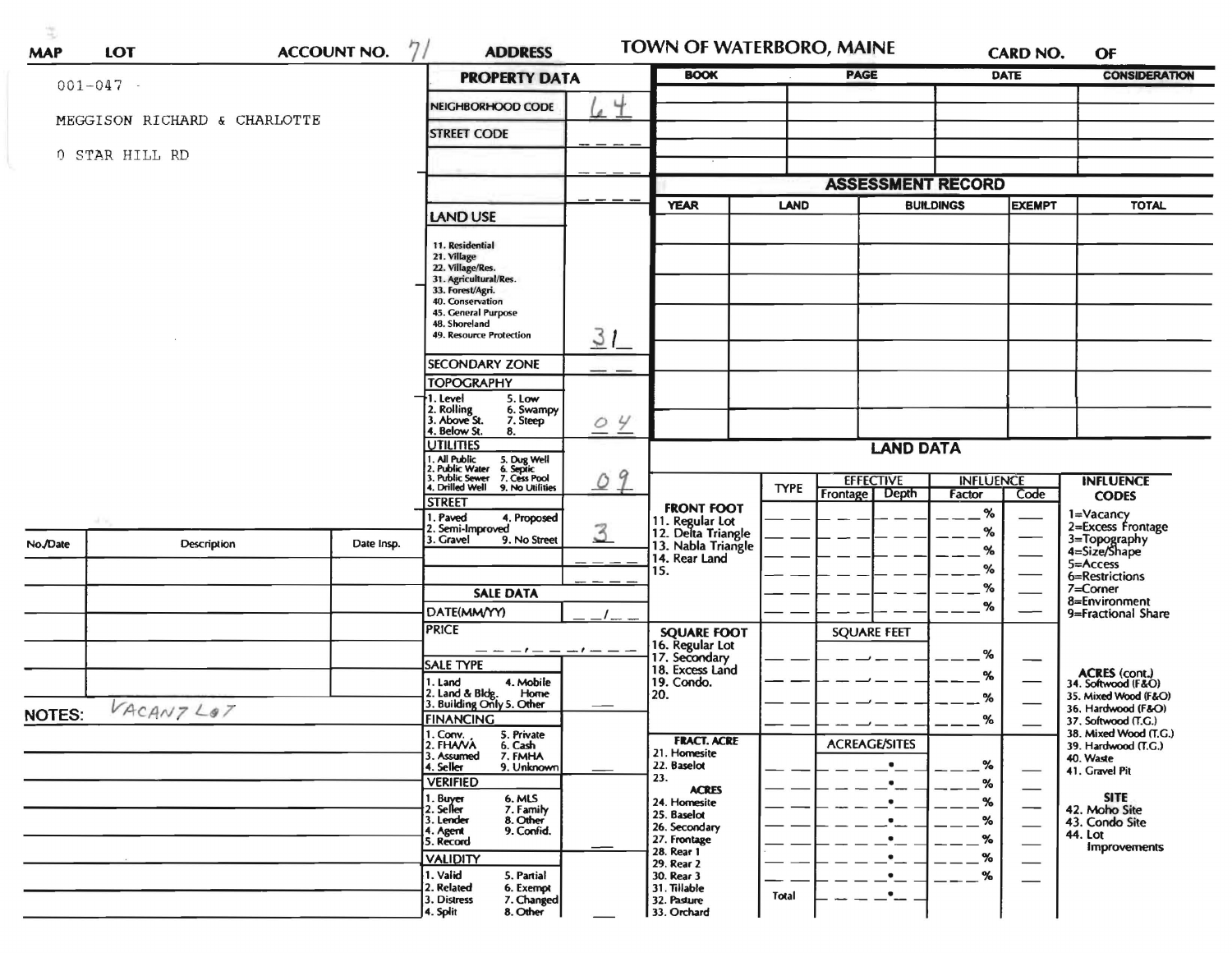| MAP | LOT | ACCOUNT NO. 71 | ADDRESS | TOWN OF WATERBORO, MAINE | CARD NO. | OF |
|---|---|---|---|---|---|---|

001-047

MEGGISON RICHARD & CHARLOTTE

0 STAR HILL RD

## PROPERTY DATA

| Field | Value |
|---|---|
| NEIGHBORHOOD CODE | 64 |
| STREET CODE | |
| LAND USE (11. Residential, 21. Village, 22. Village/Res., 31. Agricultural/Res., 33. Forest/Agri., 40. Conservation, 45. General Purpose, 48. Shoreland, 49. Resource Protection) | 31 |
| SECONDARY ZONE | |
| TOPOGRAPHY (1. Level, 2. Rolling, 3. Above St., 4. Below St., 5. Low, 6. Swampy, 7. Steep, 8.) | 04 |
| UTILITIES (1. All Public, 2. Public Water, 3. Public Sewer, 4. Drilled Well, 5. Dug Well, 6. Septic, 7. Cess Pool, 9. No Utilities) | 09 |
| STREET (1. Paved, 2. Semi-Improved, 3. Gravel, 4. Proposed, 9. No Street) | 3 |

## SALE DATA

| Field | Value |
|---|---|
| DATE(MM/YY) | |
| PRICE | |
| SALE TYPE (1. Land, 2. Land & Bldg., 3. Building Only, 4. Mobile Home, 5. Other) | |
| FINANCING (1. Conv., 2. FHA/VA, 3. Assumed, 4. Seller, 5. Private, 6. Cash, 7. FMHA, 9. Unknown) | |
| VERIFIED (1. Buyer, 2. Seller, 3. Lender, 4. Agent, 5. Record, 6. MLS, 7. Family, 8. Other, 9. Confid.) | |
| VALIDITY (1. Valid, 2. Related, 3. Distress, 4. Split, 5. Partial, 6. Exempt, 7. Changed, 8. Other) | |

| BOOK | PAGE | DATE | CONSIDERATION |
|---|---|---|---|
| | | | |

## ASSESSMENT RECORD

| YEAR | LAND | BUILDINGS | EXEMPT | TOTAL |
|---|---|---|---|---|
| | | | | |

## LAND DATA

| | TYPE | EFFECTIVE Frontage | EFFECTIVE Depth | INFLUENCE Factor | INFLUENCE Code |
|---|---|---|---|---|---|
| FRONT FOOT: 11. Regular Lot, 12. Delta Triangle, 13. Nabla Triangle, 14. Rear Land, 15. | | | | % | |
| SQUARE FOOT: 16. Regular Lot, 17. Secondary, 18. Excess Land, 19. Condo., 20. | | SQUARE FEET | | % | |
| FRACT. ACRE: 21. Homesite, 22. Baselot, 23. ACRES: 24. Homesite, 25. Baselot, 26. Secondary, 27. Frontage, 28. Rear 1, 29. Rear 2, 30. Rear 3, 31. Tillable, 32. Pasture, 33. Orchard | Total | ACREAGE/SITES | | % | |

INFLUENCE CODES: 1=Vacancy, 2=Excess Frontage, 3=Topography, 4=Size/Shape, 5=Access, 6=Restrictions, 7=Corner, 8=Environment, 9=Fractional Share

ACRES (cont.): 34. Softwood (F&O), 35. Mixed Wood (F&O), 36. Hardwood (F&O), 37. Softwood (T.G.), 38. Mixed Wood (T.G.), 39. Hardwood (T.G.), 40. Waste, 41. Gravel Pit

SITE: 42. Moho Site, 43. Condo Site, 44. Lot Improvements

| No./Date | Description | Date Insp. |
|---|---|---|
| | | |

NOTES: VACANT LOT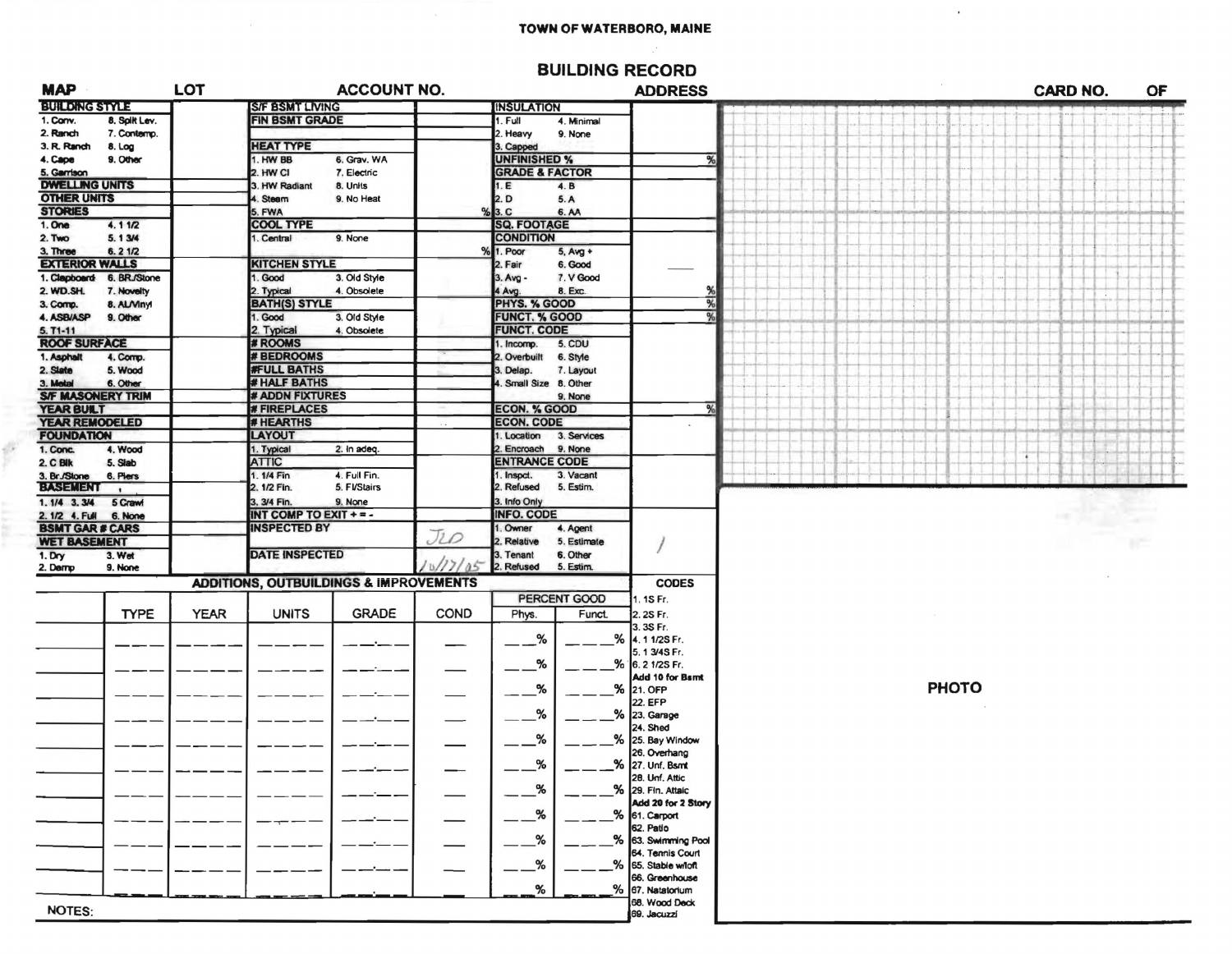**TOWN OF WATERBORO, MAINE**

## BUILDING RECORD

| MAP | LOT | ACCOUNT NO. | ADDRESS | CARD NO. | OF |
|---|---|---|---|---|---|
| | | | | | |

| | | | | | |
|---|---|---|---|---|---|
| **BUILDING STYLE**<br>1. Conv. 8. Split Lev.<br>2. Ranch 7. Contemp.<br>3. R. Ranch 8. Log<br>4. Cape 9. Other<br>5. Garrison | | **S/F BSMT LIVING** | | **INSULATION**<br>1. Full 4. Minimal<br>2. Heavy 9. None<br>3. Capped | |
| **DWELLING UNITS** | | **FIN BSMT GRADE** | | **UNFINISHED %** | % |
| **OTHER UNITS** | | **HEAT TYPE**<br>1. HW BB 6. Grav. WA<br>2. HW CI 7. Electric<br>3. HW Radiant 8. Units<br>4. Steam 9. No Heat<br>5. FWA | % | **GRADE & FACTOR**<br>1. E 4. B<br>2. D 5. A<br>3. C 6. AA | |
| **STORIES**<br>1. One 4. 1 1/2<br>2. Two 5. 1 3/4<br>3. Three 6. 2 1/2 | | **COOL TYPE**<br>1. Central 9. None | % | **SQ. FOOTAGE** | |
| **EXTERIOR WALLS**<br>1. Clapboard 6. BR./Stone<br>2. WD.SH. 7. Novelty<br>3. Comp. 8. AL/Vinyl<br>4. ASB/ASP 9. Other<br>5. T1-11 | | **KITCHEN STYLE**<br>1. Good 3. Old Style<br>2. Typical 4. Obsolete | | **CONDITION**<br>1. Poor 5. Avg +<br>2. Fair 6. Good<br>3. Avg - 7. V Good<br>4 Avg. 8. Exc. | |
| | | **BATH(S) STYLE**<br>1. Good 3. Old Style<br>2. Typical 4. Obsolete | | **PHYS. % GOOD** | % |
| **ROOF SURFACE**<br>1. Asphalt 4. Comp.<br>2. Slate 5. Wood<br>3. Metal 6. Other | | **# ROOMS** | | **FUNCT. % GOOD** | % |
| | | **# BEDROOMS** | | **FUNCT. CODE**<br>1. Incomp. 5. CDU<br>2. Overbuilt 6. Style<br>3. Delap. 7. Layout<br>4. Small Size 8. Other<br>9. None | |
| | | **#FULL BATHS** | | | |
| | | **# HALF BATHS** | | | |
| **S/F MASONERY TRIM** | | **# ADDN FIXTURES** | | | |
| **YEAR BUILT** | | **# FIREPLACES** | | **ECON. % GOOD** | % |
| **YEAR REMODELED** | | **# HEARTHS** | | **ECON. CODE**<br>1. Location 3. Services<br>2. Encroach 9. None | |
| **FOUNDATION**<br>1. Conc. 4. Wood<br>2. C Blk 5. Slab<br>3. Br./Stone 6. Piers | | **LAYOUT**<br>1. Typical 2. In adeq. | | | |
| **BASEMENT**<br>1. 1/4 3. 3/4 5 Crawl<br>2. 1/2 4. Full 6. None | | **ATTIC**<br>1. 1/4 Fin 4. Full Fin.<br>2. 1/2 Fin. 5. Fl/Stairs<br>3. 3/4 Fin. 9. None | | **ENTRANCE CODE**<br>1. Inspct. 3. Vacant<br>2. Refused 5. Estim.<br>3. Info Only | |
| **BSMT GAR # CARS** | | **INT COMP TO EXIT + = -** | | **INFO. CODE**<br>1. Owner 4. Agent<br>2. Relative 5. Estimate<br>3. Tenant 6. Other<br>2. Refused 5. Estim. | 1 |
| **WET BASEMENT**<br>1. Dry 3. Wet<br>2. Damp 9. None | | **INSPECTED BY** | JLD | | |
| | | **DATE INSPECTED** | 10/17/05 | | |

### ADDITIONS, OUTBUILDINGS & IMPROVEMENTS

| | TYPE | YEAR | UNITS | GRADE | COND | PERCENT GOOD Phys. | Funct. |
|---|---|---|---|---|---|---|---|
| | | | | | | % | % |
| | | | | | | % | % |
| | | | | | | % | % |
| | | | | | | % | % |
| | | | | | | % | % |
| | | | | | | % | % |
| | | | | | | % | % |
| | | | | | | % | % |
| | | | | | | % | % |
| | | | | | | % | % |
| | | | | | | % | % |

NOTES:

**CODES**
1. 1S Fr.
2. 2S Fr.
3. 3S Fr.
4. 1 1/2S Fr.
5. 1 3/4S Fr.
6. 2 1/2S Fr.
**Add 10 for Bsmt**
21. OFP
22. EFP
23. Garage
24. Shed
25. Bay Window
26. Overhang
27. Unf. Bsmt
28. Unf. Attic
29. Fin. Attaic
**Add 20 for 2 Story**
61. Carport
62. Patio
63. Swimming Pool
64. Tennis Court
65. Stable w/loft
66. Greenhouse
67. Natatorium
68. Wood Deck
69. Jacuzzi

PHOTO